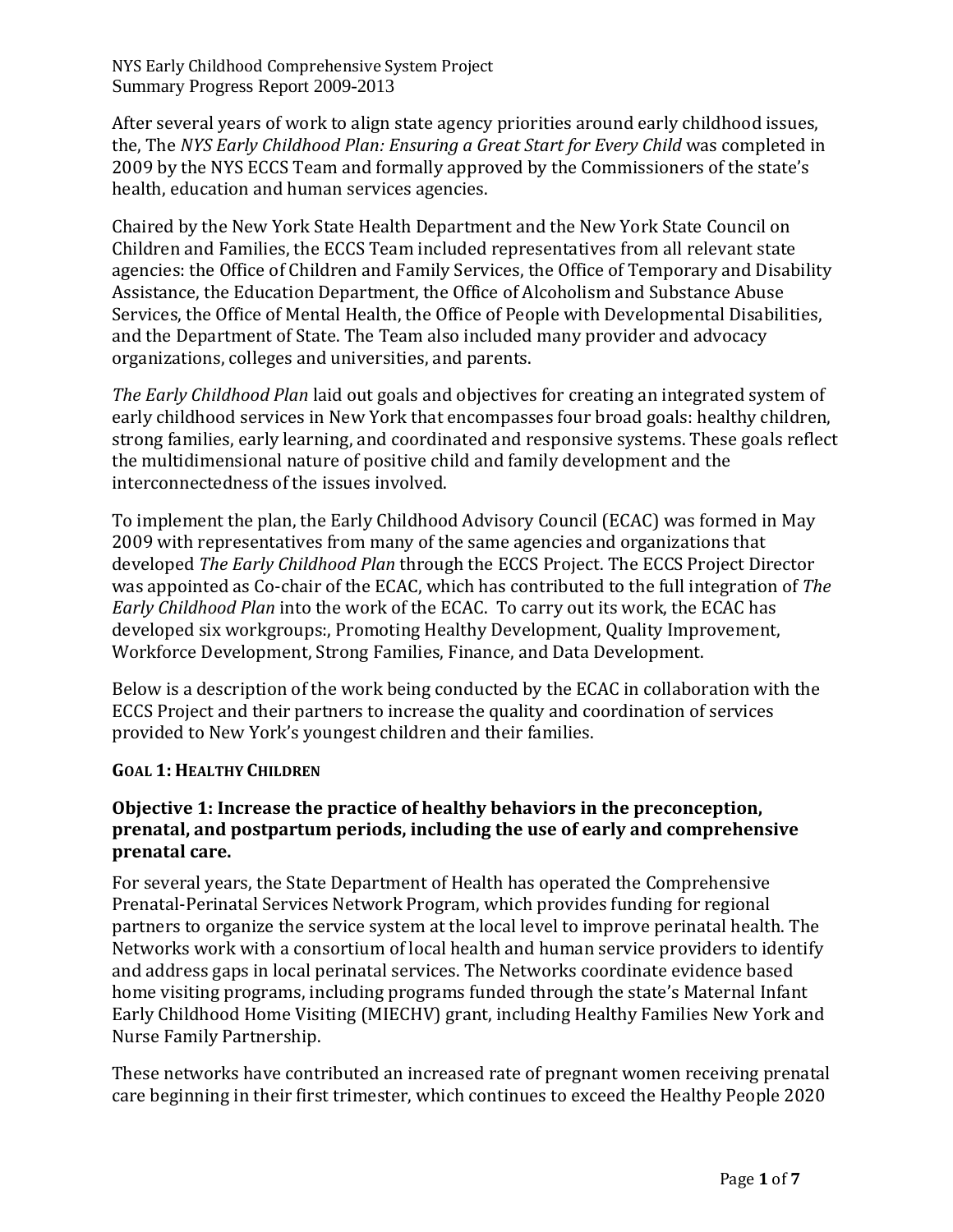After several years of work to align state agency priorities around early childhood issues, the, The *NYS Early Childhood Plan: Ensuring a Great Start for Every Child* was completed in 2009 by the NYS ECCS Team and formally approved by the Commissioners of the state's health, education and human services agencies.

Chaired by the New York State Health Department and the New York State Council on Children and Families, the ECCS Team included representatives from all relevant state agencies: the Office of Children and Family Services, the Office of Temporary and Disability Assistance, the Education Department, the Office of Alcoholism and Substance Abuse Services, the Office of Mental Health, the Office of People with Developmental Disabilities, and the Department of State. The Team also included many provider and advocacy organizations, colleges and universities, and parents.

*The Early Childhood Plan* laid out goals and objectives for creating an integrated system of early childhood services in New York that encompasses four broad goals: healthy children, strong families, early learning, and coordinated and responsive systems. These goals reflect the multidimensional nature of positive child and family development and the interconnectedness of the issues involved.

To implement the plan, the Early Childhood Advisory Council (ECAC) was formed in May 2009 with representatives from many of the same agencies and organizations that developed *The Early Childhood Plan* through the ECCS Project. The ECCS Project Director was appointed as Co-chair of the ECAC, which has contributed to the full integration of *The Early Childhood Plan* into the work of the ECAC. To carry out its work, the ECAC has developed six workgroups:, Promoting Healthy Development, Quality Improvement, Workforce Development, Strong Families, Finance, and Data Development.

Below is a description of the work being conducted by the ECAC in collaboration with the ECCS Project and their partners to increase the quality and coordination of services provided to New York's youngest children and their families.

## GOAL 1: HEALTHY CHILDREN

### Objective 1: Increase the practice of healthy behaviors in the preconception, prenatal, and postpartum periods, including the use of early and comprehensive prenatal care.

For several years, the State Department of Health has operated the Comprehensive Prenatal-Perinatal Services Network Program, which provides funding for regional partners to organize the service system at the local level to improve perinatal health. The Networks work with a consortium of local health and human service providers to identify and address gaps in local perinatal services. The Networks coordinate evidence based home visiting programs, including programs funded through the state's Maternal Infant Early Childhood Home Visiting (MIECHV) grant, including Healthy Families New York and Nurse Family Partnership.

These networks have contributed an increased rate of pregnant women receiving prenatal care beginning in their first trimester, which continues to exceed the Healthy People 2020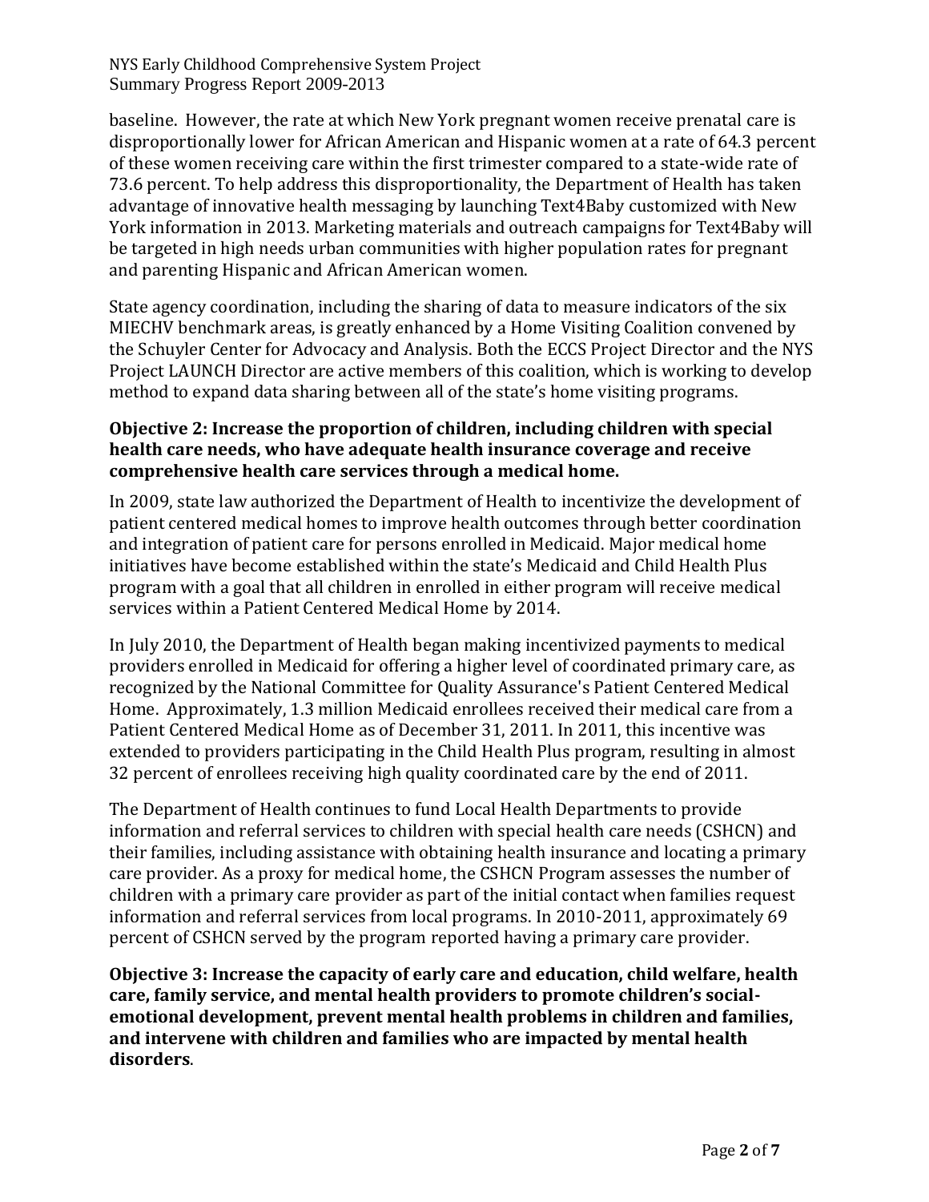baseline. However, the rate at which New York pregnant women receive prenatal care is disproportionally lower for African American and Hispanic women at a rate of 64.3 percent of these women receiving care within the first trimester compared to a state-wide rate of 73.6 percent. To help address this disproportionality, the Department of Health has taken advantage of innovative health messaging by launching Text4Baby customized with New York information in 2013. Marketing materials and outreach campaigns for Text4Baby will be targeted in high needs urban communities with higher population rates for pregnant and parenting Hispanic and African American women.

State agency coordination, including the sharing of data to measure indicators of the six MIECHV benchmark areas, is greatly enhanced by a Home Visiting Coalition convened by the Schuyler Center for Advocacy and Analysis. Both the ECCS Project Director and the NYS Project LAUNCH Director are active members of this coalition, which is working to develop method to expand data sharing between all of the state's home visiting programs.

**Objective 2: Increase the proportion of children, including children with special health care needs, who have adequate health insurance coverage and receive comprehensive health care services through a medical home.**

In 2009, state law authorized the Department of Health to incentivize the development of patient centered medical homes to improve health outcomes through better coordination and integration of patient care for persons enrolled in Medicaid. Major medical home initiatives have become established within the state's Medicaid and Child Health Plus program with a goal that all children in enrolled in either program will receive medical services within a Patient Centered Medical Home by 2014.

In July 2010, the Department of Health began making incentivized payments to medical providers enrolled in Medicaid for offering a higher level of coordinated primary care, as recognized by the National Committee for Quality Assurance's Patient Centered Medical Home. Approximately, 1.3 million Medicaid enrollees received their medical care from a Patient Centered Medical Home as of December 31, 2011. In 2011, this incentive was extended to providers participating in the Child Health Plus program, resulting in almost 32 percent of enrollees receiving high quality coordinated care by the end of 2011.

The Department of Health continues to fund Local Health Departments to provide information and referral services to children with special health care needs (CSHCN) and their families, including assistance with obtaining health insurance and locating a primary care provider. As a proxy for medical home, the CSHCN Program assesses the number of children with a primary care provider as part of the initial contact when families request information and referral services from local programs. In 2010-2011, approximately 69 percent of CSHCN served by the program reported having a primary care provider.

**Objective 3: Increase the capacity of early care and education, child welfare, health care, family service, and mental health providers to promote children's social-emotional development, prevent mental health problems in children and families, and intervene with children and families who are impacted by mental health disorders**.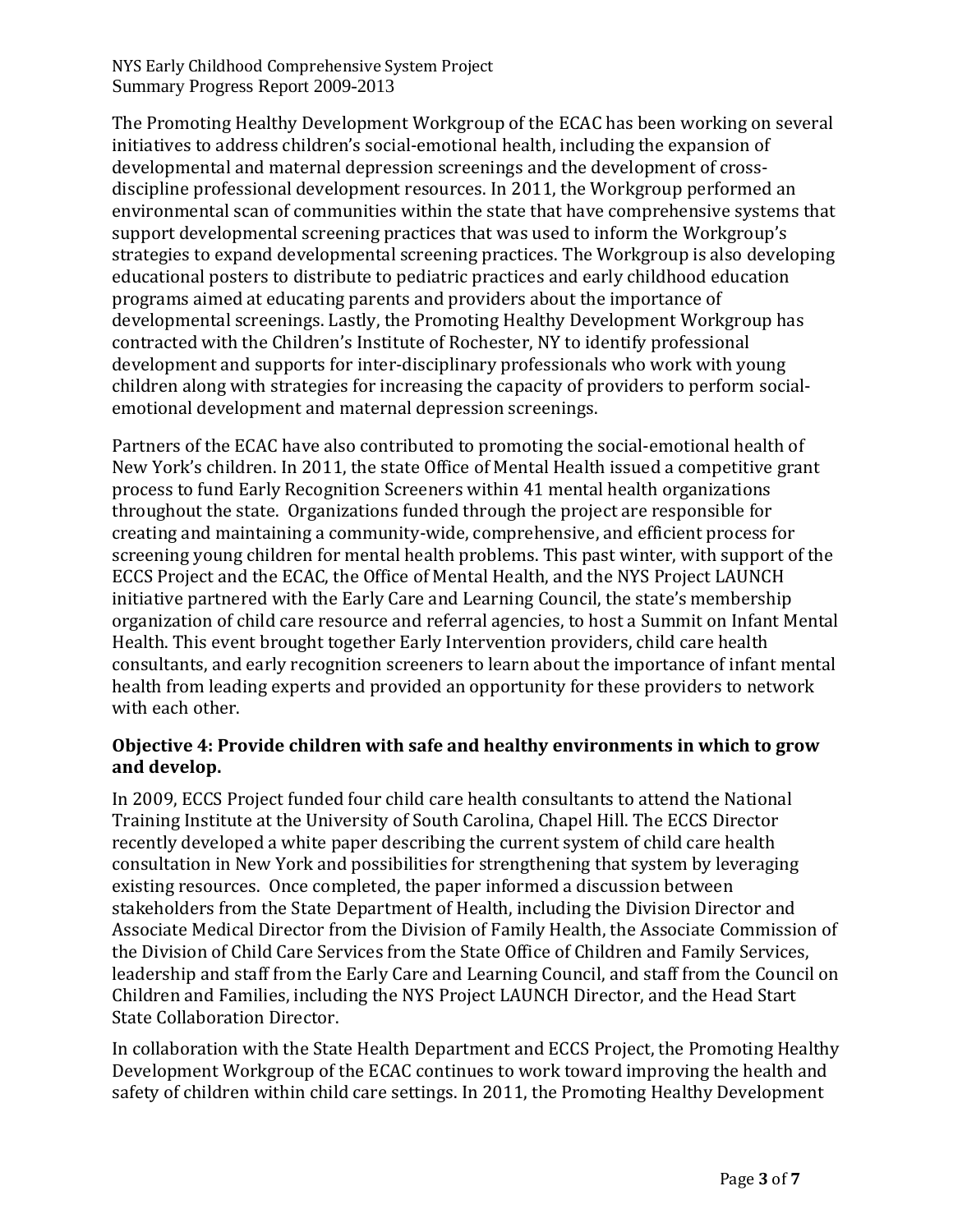The Promoting Healthy Development Workgroup of the ECAC has been working on several initiatives to address children's social-emotional health, including the expansion of developmental and maternal depression screenings and the development of cross-discipline professional development resources. In 2011, the Workgroup performed an environmental scan of communities within the state that have comprehensive systems that support developmental screening practices that was used to inform the Workgroup's strategies to expand developmental screening practices. The Workgroup is also developing educational posters to distribute to pediatric practices and early childhood education programs aimed at educating parents and providers about the importance of developmental screenings. Lastly, the Promoting Healthy Development Workgroup has contracted with the Children's Institute of Rochester, NY to identify professional development and supports for inter-disciplinary professionals who work with young children along with strategies for increasing the capacity of providers to perform social-emotional development and maternal depression screenings.

Partners of the ECAC have also contributed to promoting the social-emotional health of New York's children. In 2011, the state Office of Mental Health issued a competitive grant process to fund Early Recognition Screeners within 41 mental health organizations throughout the state. Organizations funded through the project are responsible for creating and maintaining a community-wide, comprehensive, and efficient process for screening young children for mental health problems. This past winter, with support of the ECCS Project and the ECAC, the Office of Mental Health, and the NYS Project LAUNCH initiative partnered with the Early Care and Learning Council, the state's membership organization of child care resource and referral agencies, to host a Summit on Infant Mental Health. This event brought together Early Intervention providers, child care health consultants, and early recognition screeners to learn about the importance of infant mental health from leading experts and provided an opportunity for these providers to network with each other.

### Objective 4: Provide children with safe and healthy environments in which to grow and develop.

In 2009, ECCS Project funded four child care health consultants to attend the National Training Institute at the University of South Carolina, Chapel Hill. The ECCS Director recently developed a white paper describing the current system of child care health consultation in New York and possibilities for strengthening that system by leveraging existing resources. Once completed, the paper informed a discussion between stakeholders from the State Department of Health, including the Division Director and Associate Medical Director from the Division of Family Health, the Associate Commission of the Division of Child Care Services from the State Office of Children and Family Services, leadership and staff from the Early Care and Learning Council, and staff from the Council on Children and Families, including the NYS Project LAUNCH Director, and the Head Start State Collaboration Director.

In collaboration with the State Health Department and ECCS Project, the Promoting Healthy Development Workgroup of the ECAC continues to work toward improving the health and safety of children within child care settings. In 2011, the Promoting Healthy Development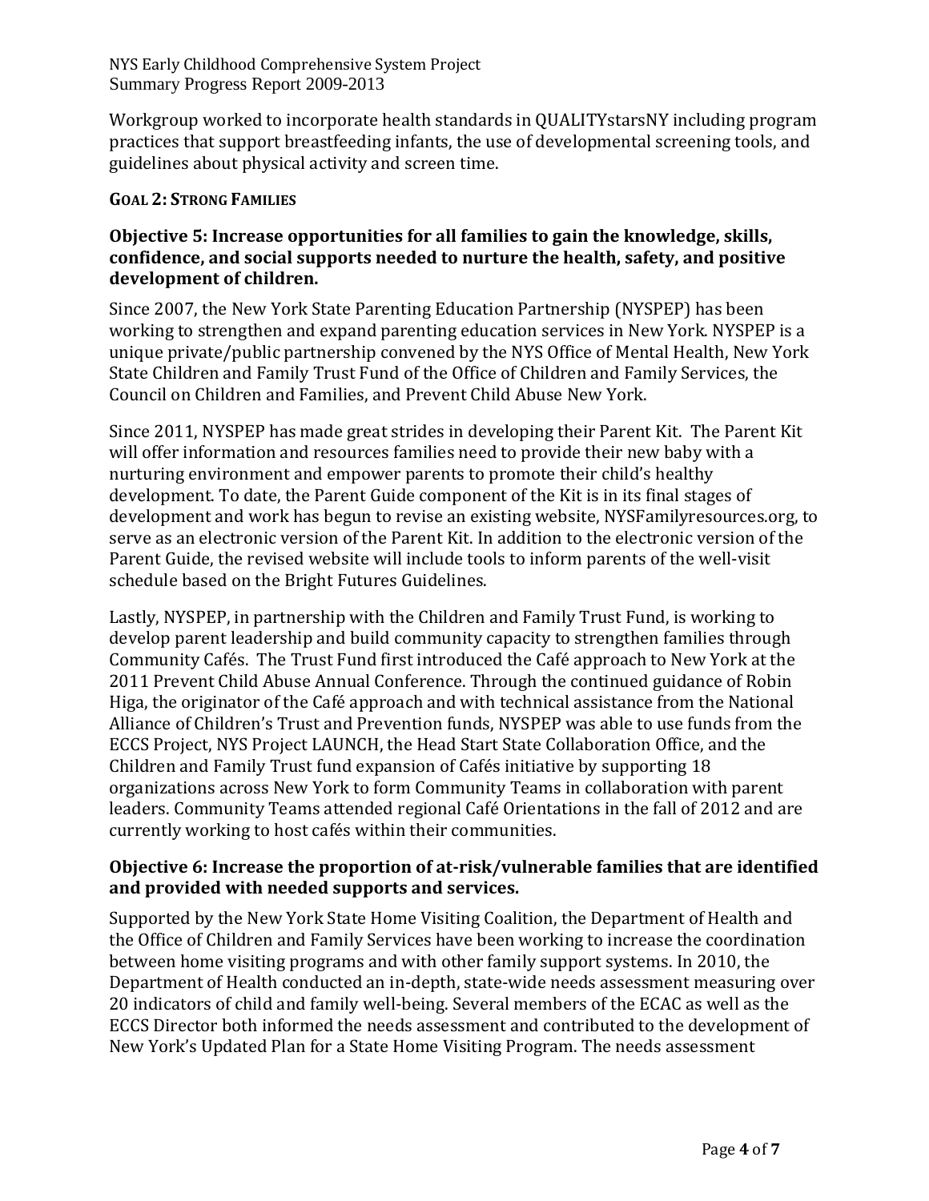Workgroup worked to incorporate health standards in QUALITYstarsNY including program practices that support breastfeeding infants, the use of developmental screening tools, and guidelines about physical activity and screen time.

## GOAL 2: STRONG FAMILIES

### Objective 5: Increase opportunities for all families to gain the knowledge, skills, confidence, and social supports needed to nurture the health, safety, and positive development of children.

Since 2007, the New York State Parenting Education Partnership (NYSPEP) has been working to strengthen and expand parenting education services in New York. NYSPEP is a unique private/public partnership convened by the NYS Office of Mental Health, New York State Children and Family Trust Fund of the Office of Children and Family Services, the Council on Children and Families, and Prevent Child Abuse New York.

Since 2011, NYSPEP has made great strides in developing their Parent Kit. The Parent Kit will offer information and resources families need to provide their new baby with a nurturing environment and empower parents to promote their child's healthy development. To date, the Parent Guide component of the Kit is in its final stages of development and work has begun to revise an existing website, NYSFamilyresources.org, to serve as an electronic version of the Parent Kit. In addition to the electronic version of the Parent Guide, the revised website will include tools to inform parents of the well-visit schedule based on the Bright Futures Guidelines.

Lastly, NYSPEP, in partnership with the Children and Family Trust Fund, is working to develop parent leadership and build community capacity to strengthen families through Community Cafés. The Trust Fund first introduced the Café approach to New York at the 2011 Prevent Child Abuse Annual Conference. Through the continued guidance of Robin Higa, the originator of the Café approach and with technical assistance from the National Alliance of Children's Trust and Prevention funds, NYSPEP was able to use funds from the ECCS Project, NYS Project LAUNCH, the Head Start State Collaboration Office, and the Children and Family Trust fund expansion of Cafés initiative by supporting 18 organizations across New York to form Community Teams in collaboration with parent leaders. Community Teams attended regional Café Orientations in the fall of 2012 and are currently working to host cafés within their communities.

### Objective 6: Increase the proportion of at-risk/vulnerable families that are identified and provided with needed supports and services.

Supported by the New York State Home Visiting Coalition, the Department of Health and the Office of Children and Family Services have been working to increase the coordination between home visiting programs and with other family support systems. In 2010, the Department of Health conducted an in-depth, state-wide needs assessment measuring over 20 indicators of child and family well-being. Several members of the ECAC as well as the ECCS Director both informed the needs assessment and contributed to the development of New York's Updated Plan for a State Home Visiting Program. The needs assessment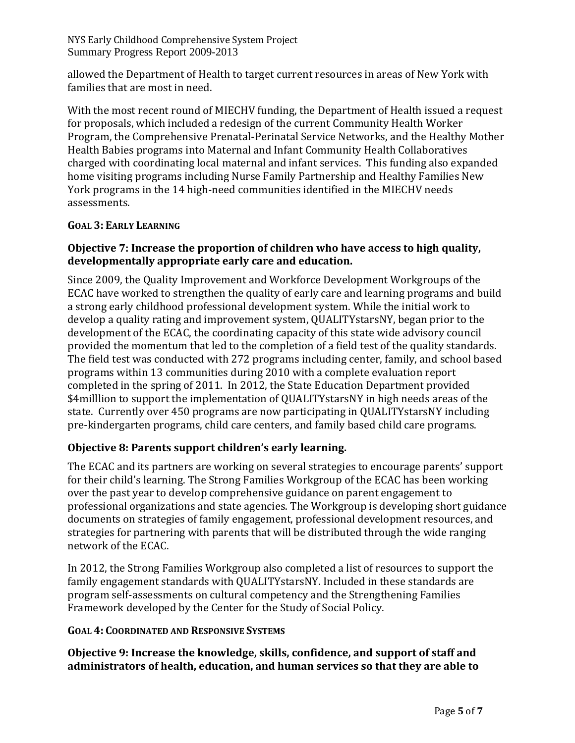allowed the Department of Health to target current resources in areas of New York with families that are most in need.

With the most recent round of MIECHV funding, the Department of Health issued a request for proposals, which included a redesign of the current Community Health Worker Program, the Comprehensive Prenatal-Perinatal Service Networks, and the Healthy Mother Health Babies programs into Maternal and Infant Community Health Collaboratives charged with coordinating local maternal and infant services. This funding also expanded home visiting programs including Nurse Family Partnership and Healthy Families New York programs in the 14 high-need communities identified in the MIECHV needs assessments.

## GOAL 3: EARLY LEARNING

### Objective 7: Increase the proportion of children who have access to high quality, developmentally appropriate early care and education.

Since 2009, the Quality Improvement and Workforce Development Workgroups of the ECAC have worked to strengthen the quality of early care and learning programs and build a strong early childhood professional development system. While the initial work to develop a quality rating and improvement system, QUALITYstarsNY, began prior to the development of the ECAC, the coordinating capacity of this state wide advisory council provided the momentum that led to the completion of a field test of the quality standards. The field test was conducted with 272 programs including center, family, and school based programs within 13 communities during 2010 with a complete evaluation report completed in the spring of 2011. In 2012, the State Education Department provided $4milllion to support the implementation of QUALITYstarsNY in high needs areas of the state. Currently over 450 programs are now participating in QUALITYstarsNY including pre-kindergarten programs, child care centers, and family based child care programs.

### Objective 8: Parents support children's early learning.

The ECAC and its partners are working on several strategies to encourage parents' support for their child's learning. The Strong Families Workgroup of the ECAC has been working over the past year to develop comprehensive guidance on parent engagement to professional organizations and state agencies. The Workgroup is developing short guidance documents on strategies of family engagement, professional development resources, and strategies for partnering with parents that will be distributed through the wide ranging network of the ECAC.

In 2012, the Strong Families Workgroup also completed a list of resources to support the family engagement standards with QUALITYstarsNY. Included in these standards are program self-assessments on cultural competency and the Strengthening Families Framework developed by the Center for the Study of Social Policy.

## GOAL 4: COORDINATED AND RESPONSIVE SYSTEMS

### Objective 9: Increase the knowledge, skills, confidence, and support of staff and administrators of health, education, and human services so that they are able to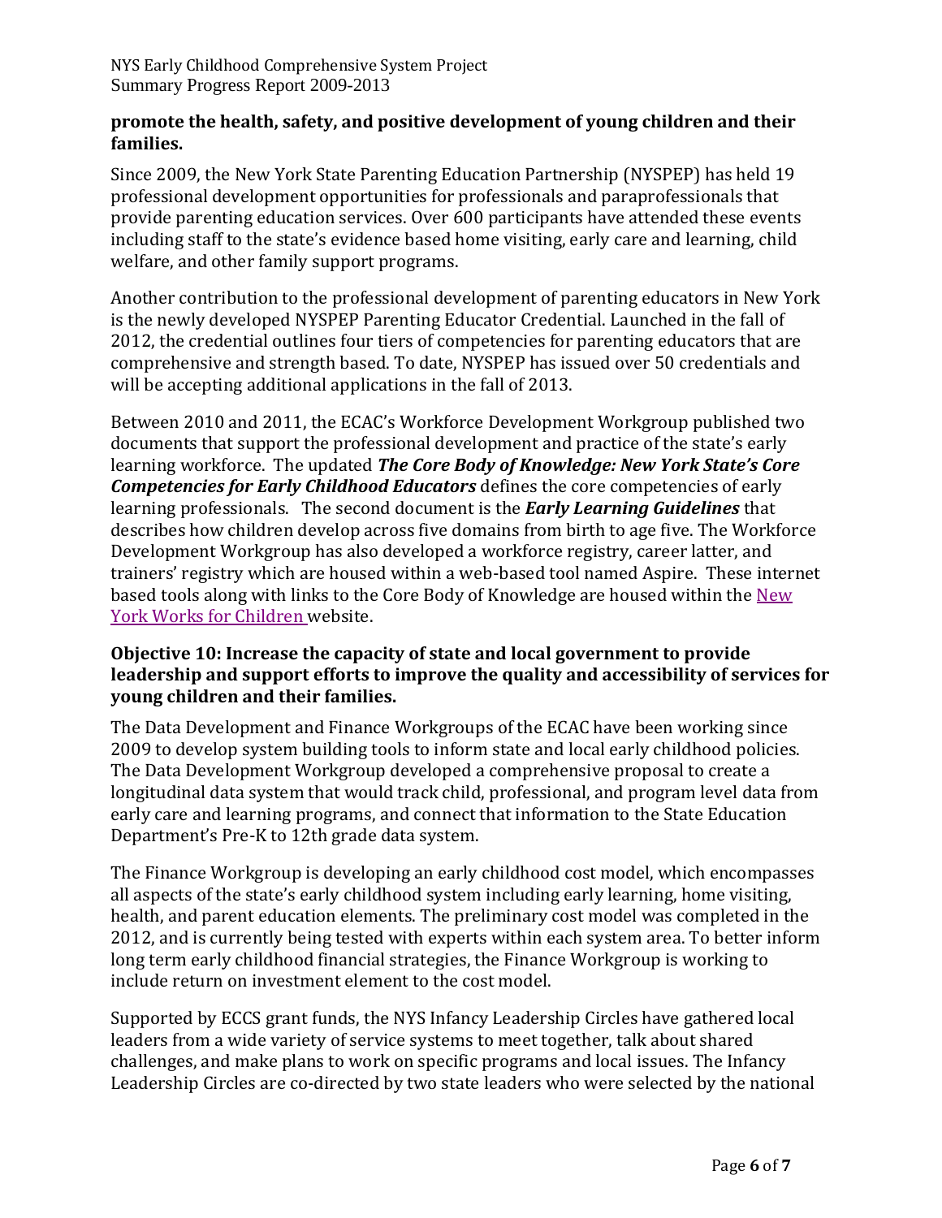**promote the health, safety, and positive development of young children and their families.**

Since 2009, the New York State Parenting Education Partnership (NYSPEP) has held 19 professional development opportunities for professionals and paraprofessionals that provide parenting education services. Over 600 participants have attended these events including staff to the state's evidence based home visiting, early care and learning, child welfare, and other family support programs.

Another contribution to the professional development of parenting educators in New York is the newly developed NYSPEP Parenting Educator Credential. Launched in the fall of 2012, the credential outlines four tiers of competencies for parenting educators that are comprehensive and strength based. To date, NYSPEP has issued over 50 credentials and will be accepting additional applications in the fall of 2013.

Between 2010 and 2011, the ECAC's Workforce Development Workgroup published two documents that support the professional development and practice of the state's early learning workforce. The updated ***The Core Body of Knowledge: New York State's Core Competencies for Early Childhood Educators*** defines the core competencies of early learning professionals. The second document is the ***Early Learning Guidelines*** that describes how children develop across five domains from birth to age five. The Workforce Development Workgroup has also developed a workforce registry, career latter, and trainers' registry which are housed within a web-based tool named Aspire. These internet based tools along with links to the Core Body of Knowledge are housed within the New York Works for Children website.

**Objective 10: Increase the capacity of state and local government to provide leadership and support efforts to improve the quality and accessibility of services for young children and their families.**

The Data Development and Finance Workgroups of the ECAC have been working since 2009 to develop system building tools to inform state and local early childhood policies. The Data Development Workgroup developed a comprehensive proposal to create a longitudinal data system that would track child, professional, and program level data from early care and learning programs, and connect that information to the State Education Department's Pre-K to 12th grade data system.

The Finance Workgroup is developing an early childhood cost model, which encompasses all aspects of the state's early childhood system including early learning, home visiting, health, and parent education elements. The preliminary cost model was completed in the 2012, and is currently being tested with experts within each system area. To better inform long term early childhood financial strategies, the Finance Workgroup is working to include return on investment element to the cost model.

Supported by ECCS grant funds, the NYS Infancy Leadership Circles have gathered local leaders from a wide variety of service systems to meet together, talk about shared challenges, and make plans to work on specific programs and local issues. The Infancy Leadership Circles are co-directed by two state leaders who were selected by the national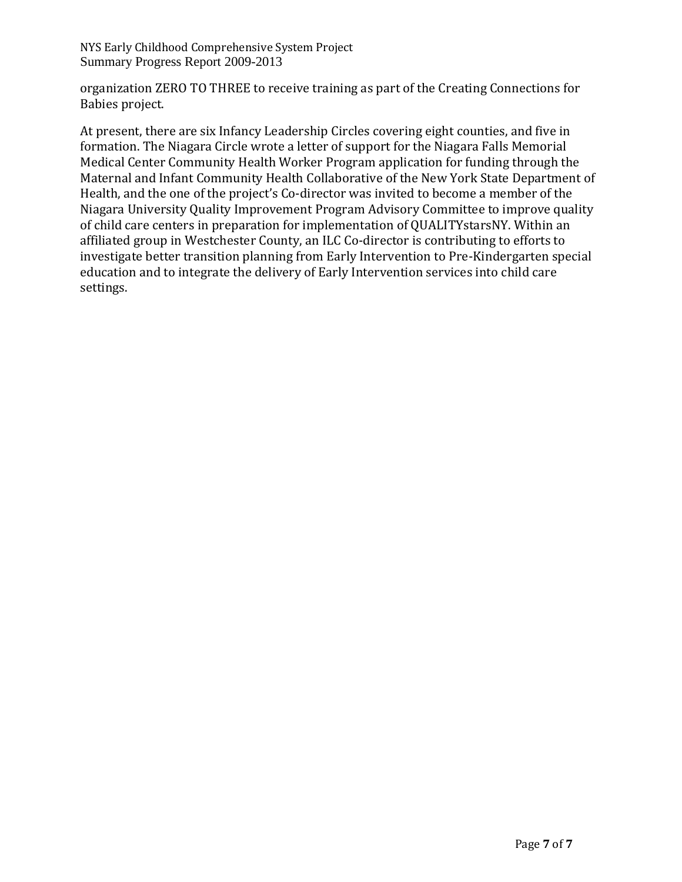organization ZERO TO THREE to receive training as part of the Creating Connections for Babies project.

At present, there are six Infancy Leadership Circles covering eight counties, and five in formation. The Niagara Circle wrote a letter of support for the Niagara Falls Memorial Medical Center Community Health Worker Program application for funding through the Maternal and Infant Community Health Collaborative of the New York State Department of Health, and the one of the project's Co-director was invited to become a member of the Niagara University Quality Improvement Program Advisory Committee to improve quality of child care centers in preparation for implementation of QUALITYstarsNY. Within an affiliated group in Westchester County, an ILC Co-director is contributing to efforts to investigate better transition planning from Early Intervention to Pre-Kindergarten special education and to integrate the delivery of Early Intervention services into child care settings.